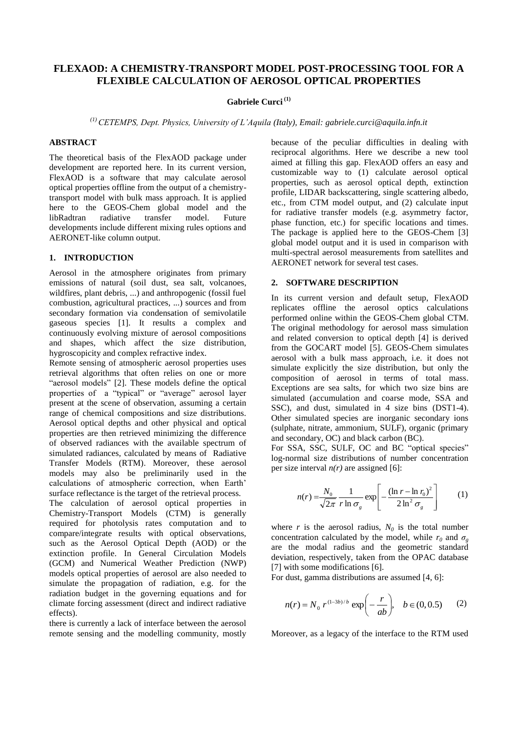# FLEXAOD: A CHEMISTRY-TRANSPORT MODEL POST-PROCESSING TOOL FOR A FLEXIBLE CALCULATION OF AEROSOL OPTICAL PROPERTIES

**Gabriele Curci [(1)]**

*[(1)] CETEMPS, Dept. Physics, University of L'Aquila (Italy), Email: gabriele.curci@aquila.infn.it*

## ABSTRACT

The theoretical basis of the FlexAOD package under development are reported here. In its current version, FlexAOD is a software that may calculate aerosol optical properties offline from the output of a chemistry-transport model with bulk mass approach. It is applied here to the GEOS-Chem global model and the libRadtran radiative transfer model. Future developments include different mixing rules options and AERONET-like column output.

## 1. INTRODUCTION

Aerosol in the atmosphere originates from primary emissions of natural (soil dust, sea salt, volcanoes, wildfires, plant debris, ...) and anthropogenic (fossil fuel combustion, agricultural practices, ...) sources and from secondary formation via condensation of semivolatile gaseous species [1]. It results a complex and continuously evolving mixture of aerosol compositions and shapes, which affect the size distribution, hygroscopicity and complex refractive index.

Remote sensing of atmospheric aerosol properties uses retrieval algorithms that often relies on one or more "aerosol models" [2]. These models define the optical properties of a "typical" or "average" aerosol layer present at the scene of observation, assuming a certain range of chemical compositions and size distributions. Aerosol optical depths and other physical and optical properties are then retrieved minimizing the difference of observed radiances with the available spectrum of simulated radiances, calculated by means of Radiative Transfer Models (RTM). Moreover, these aerosol models may also be preliminarily used in the calculations of atmospheric correction, when Earth' surface reflectance is the target of the retrieval process.

The calculation of aerosol optical properties in Chemistry-Transport Models (CTM) is generally required for photolysis rates computation and to compare/integrate results with optical observations, such as the Aerosol Optical Depth (AOD) or the extinction profile. In General Circulation Models (GCM) and Numerical Weather Prediction (NWP) models optical properties of aerosol are also needed to simulate the propagation of radiation, e.g. for the radiation budget in the governing equations and for climate forcing assessment (direct and indirect radiative effects).

there is currently a lack of interface between the aerosol remote sensing and the modelling community, mostly because of the peculiar difficulties in dealing with reciprocal algorithms. Here we describe a new tool aimed at filling this gap. FlexAOD offers an easy and customizable way to (1) calculate aerosol optical properties, such as aerosol optical depth, extinction profile, LIDAR backscattering, single scattering albedo, etc., from CTM model output, and (2) calculate input for radiative transfer models (e.g. asymmetry factor, phase function, etc.) for specific locations and times. The package is applied here to the GEOS-Chem [3] global model output and it is used in comparison with multi-spectral aerosol measurements from satellites and AERONET network for several test cases.

## 2. SOFTWARE DESCRIPTION

In its current version and default setup, FlexAOD replicates offline the aerosol optics calculations performed online within the GEOS-Chem global CTM. The original methodology for aerosol mass simulation and related conversion to optical depth [4] is derived from the GOCART model [5]. GEOS-Chem simulates aerosol with a bulk mass approach, i.e. it does not simulate explicitly the size distribution, but only the composition of aerosol in terms of total mass. Exceptions are sea salts, for which two size bins are simulated (accumulation and coarse mode, SSA and SSC), and dust, simulated in 4 size bins (DST1-4). Other simulated species are inorganic secondary ions (sulphate, nitrate, ammonium, SULF), organic (primary and secondary, OC) and black carbon (BC).

For SSA, SSC, SULF, OC and BC "optical species" log-normal size distributions of number concentration per size interval $n(r)$ are assigned [6]:

$$n(r) = \frac{N_0}{\sqrt{2\pi}} \frac{1}{r \ln \sigma_g} \exp\left[ -\frac{(\ln r - \ln r_0)^2}{2 \ln^2 \sigma_g} \right] \qquad (1)$$

where $r$ is the aerosol radius, $N_0$ is the total number concentration calculated by the model, while $r_0$ and $\sigma_g$ are the modal radius and the geometric standard deviation, respectively, taken from the OPAC database [7] with some modifications [6].

For dust, gamma distributions are assumed [4, 6]:

$$n(r) = N_0 \, r^{(1-3b)/b} \exp\left( -\frac{r}{ab} \right), \quad b \in (0, 0.5) \qquad (2)$$

Moreover, as a legacy of the interface to the RTM used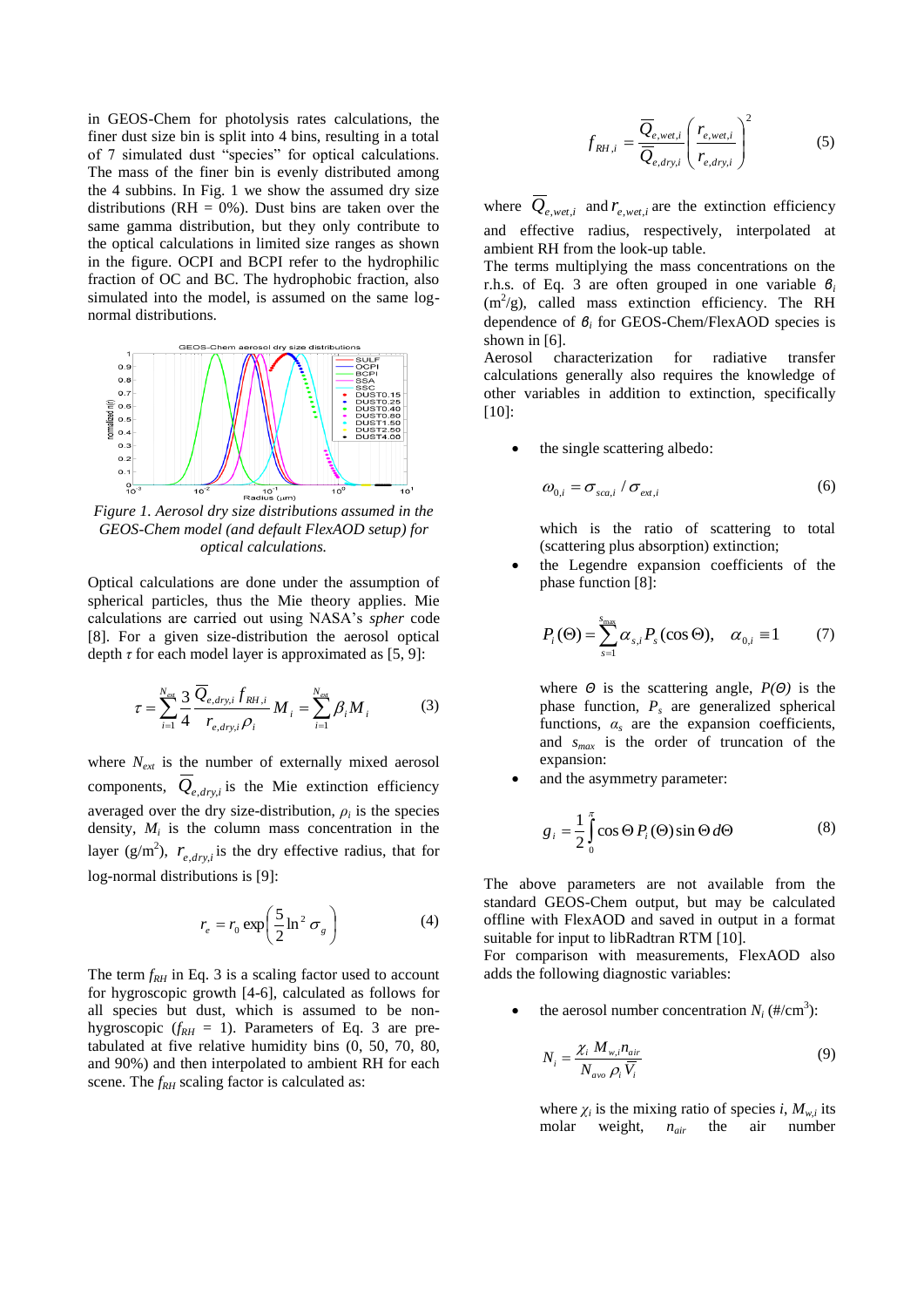in GEOS-Chem for photolysis rates calculations, the finer dust size bin is split into 4 bins, resulting in a total of 7 simulated dust "species" for optical calculations. The mass of the finer bin is evenly distributed among the 4 subbins. In Fig. 1 we show the assumed dry size distributions (RH = 0%). Dust bins are taken over the same gamma distribution, but they only contribute to the optical calculations in limited size ranges as shown in the figure. OCPI and BCPI refer to the hydrophilic fraction of OC and BC. The hydrophobic fraction, also simulated into the model, is assumed on the same log-normal distributions.

*Figure 1. Aerosol dry size distributions assumed in the GEOS-Chem model (and default FlexAOD setup) for optical calculations.*

Optical calculations are done under the assumption of spherical particles, thus the Mie theory applies. Mie calculations are carried out using NASA's *spher* code [8]. For a given size-distribution the aerosol optical depth $\tau$ for each model layer is approximated as [5, 9]:

$$\tau = \sum_{i=1}^{N_{ext}} \frac{3}{4} \frac{\overline{Q}_{e,dry,i}\, f_{RH,i}}{r_{e,dry,i}\,\rho_i} M_i = \sum_{i=1}^{N_{ext}} \beta_i M_i \qquad (3)$$

where $N_{ext}$ is the number of externally mixed aerosol components, $\overline{Q}_{e,dry,i}$ is the Mie extinction efficiency averaged over the dry size-distribution, $\rho_i$ is the species density, $M_i$ is the column mass concentration in the layer (g/m$^2$), $r_{e,dry,i}$ is the dry effective radius, that for log-normal distributions is [9]:

$$r_e = r_0 \exp\left(\frac{5}{2}\ln^2 \sigma_g\right) \qquad (4)$$

The term $f_{RH}$ in Eq. 3 is a scaling factor used to account for hygroscopic growth [4-6], calculated as follows for all species but dust, which is assumed to be non-hygroscopic ($f_{RH}$ = 1). Parameters of Eq. 3 are pre-tabulated at five relative humidity bins (0, 50, 70, 80, and 90%) and then interpolated to ambient RH for each scene. The $f_{RH}$ scaling factor is calculated as:

$$f_{RH,i} = \frac{\overline{Q}_{e,wet,i}}{\overline{Q}_{e,dry,i}} \left(\frac{r_{e,wet,i}}{r_{e,dry,i}}\right)^2 \qquad (5)$$

where $\overline{Q}_{e,wet,i}$ and $r_{e,wet,i}$ are the extinction efficiency and effective radius, respectively, interpolated at ambient RH from the look-up table.

The terms multiplying the mass concentrations on the r.h.s. of Eq. 3 are often grouped in one variable $\beta_i$ (m$^2$/g), called mass extinction efficiency. The RH dependence of $\beta_i$ for GEOS-Chem/FlexAOD species is shown in [6].

Aerosol characterization for radiative transfer calculations generally also requires the knowledge of other variables in addition to extinction, specifically [10]:

- the single scattering albedo:

$$\omega_{0,i} = \sigma_{sca,i} / \sigma_{ext,i} \qquad (6)$$

  which is the ratio of scattering to total (scattering plus absorption) extinction;

- the Legendre expansion coefficients of the phase function [8]:

$$P_i(\Theta) = \sum_{s=1}^{s_{max}} \alpha_{s,i} P_s(\cos\Theta), \quad \alpha_{0,i} \equiv 1 \qquad (7)$$

  where $\Theta$ is the scattering angle, $P(\Theta)$ is the phase function, $P_s$ are generalized spherical functions, $\alpha_s$ are the expansion coefficients, and $s_{max}$ is the order of truncation of the expansion:

- and the asymmetry parameter:

$$g_i = \frac{1}{2}\int_0^{\pi} \cos\Theta\, P_i(\Theta) \sin\Theta\, d\Theta \qquad (8)$$

The above parameters are not available from the standard GEOS-Chem output, but may be calculated offline with FlexAOD and saved in output in a format suitable for input to libRadtran RTM [10].

For comparison with measurements, FlexAOD also adds the following diagnostic variables:

- the aerosol number concentration $N_i$ (#/cm$^3$):

$$N_i = \frac{\chi_i\, M_{w,i}\, n_{air}}{N_{avo}\,\rho_i\,\overline{V}_i} \qquad (9)$$

  where $\chi_i$ is the mixing ratio of species $i$, $M_{w,i}$ its molar weight, $n_{air}$ the air number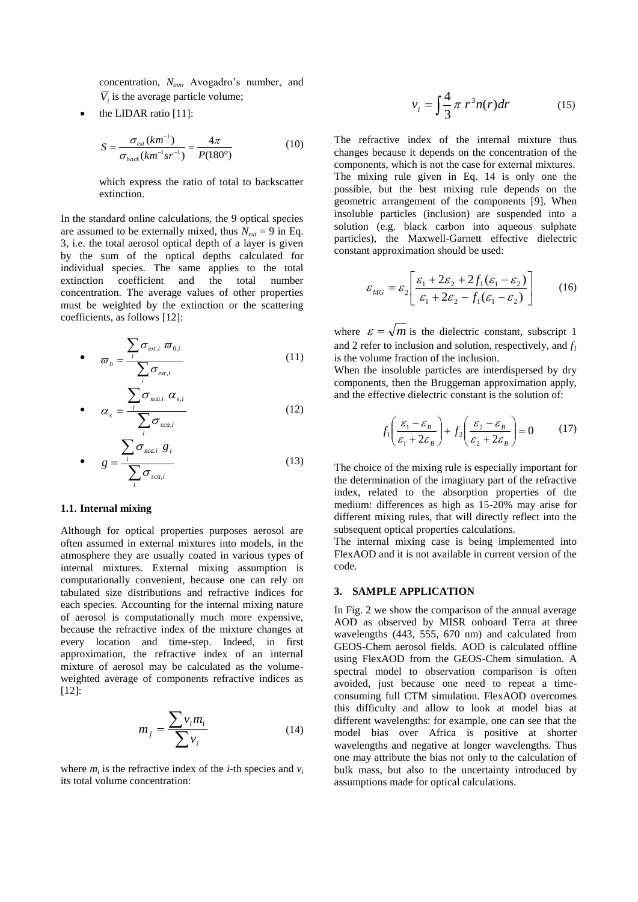concentration, $N_{avo}$ Avogadro's number, and $\overline{V}_i$ is the average particle volume;

- the LIDAR ratio [11]:

$$S = \frac{\sigma_{ext}(km^{-1})}{\sigma_{back}(km^{-1}sr^{-1})} = \frac{4\pi}{P(180°)} \tag{10}$$

  which express the ratio of total to backscatter extinction.

In the standard online calculations, the 9 optical species are assumed to be externally mixed, thus $N_{ext} = 9$ in Eq. 3, i.e. the total aerosol optical depth of a layer is given by the sum of the optical depths calculated for individual species. The same applies to the total extinction coefficient and the total number concentration. The average values of other properties must be weighted by the extinction or the scattering coefficients, as follows [12]:

- $$\varpi_0 = \frac{\sum_i \sigma_{ext.i}\, \varpi_{0,i}}{\sum_i \sigma_{ext,i}} \tag{11}$$

- $$\alpha_s = \frac{\sum_i \sigma_{sca.i}\, \alpha_{s,i}}{\sum_i \sigma_{sca,i}} \tag{12}$$

- $$g = \frac{\sum_i \sigma_{sca.i}\, g_i}{\sum_i \sigma_{sca,i}} \tag{13}$$

### 1.1. Internal mixing

Although for optical properties purposes aerosol are often assumed in external mixtures into models, in the atmosphere they are usually coated in various types of internal mixtures. External mixing assumption is computationally convenient, because one can rely on tabulated size distributions and refractive indices for each species. Accounting for the internal mixing nature of aerosol is computationally much more expensive, because the refractive index of the mixture changes at every location and time-step. Indeed, in first approximation, the refractive index of an internal mixture of aerosol may be calculated as the volume-weighted average of components refractive indices as [12]:

$$m_j = \frac{\sum v_i m_i}{\sum v_i} \tag{14}$$

where $m_i$ is the refractive index of the $i$-th species and $v_i$ its total volume concentration:

$$v_i = \int \frac{4}{3}\pi\, r^3 n(r) dr \tag{15}$$

The refractive index of the internal mixture thus changes because it depends on the concentration of the components, which is not the case for external mixtures. The mixing rule given in Eq. 14 is only one the possible, but the best mixing rule depends on the geometric arrangement of the components [9]. When insoluble particles (inclusion) are suspended into a solution (e.g. black carbon into aqueous sulphate particles), the Maxwell-Garnett effective dielectric constant approximation should be used:

$$\varepsilon_{MG} = \varepsilon_2 \left[ \frac{\varepsilon_1 + 2\varepsilon_2 + 2 f_1(\varepsilon_1 - \varepsilon_2)}{\varepsilon_1 + 2\varepsilon_2 - f_1(\varepsilon_1 - \varepsilon_2)} \right] \tag{16}$$

where $\varepsilon = \sqrt{m}$ is the dielectric constant, subscript 1 and 2 refer to inclusion and solution, respectively, and $f_1$ is the volume fraction of the inclusion.

When the insoluble particles are interdispersed by dry components, then the Bruggeman approximation apply, and the effective dielectric constant is the solution of:

$$f_1\left(\frac{\varepsilon_1 - \varepsilon_B}{\varepsilon_1 + 2\varepsilon_B}\right) + f_2\left(\frac{\varepsilon_2 - \varepsilon_B}{\varepsilon_2 + 2\varepsilon_B}\right) = 0 \tag{17}$$

The choice of the mixing rule is especially important for the determination of the imaginary part of the refractive index, related to the absorption properties of the medium: differences as high as 15-20% may arise for different mixing rules, that will directly reflect into the subsequent optical properties calculations.

The internal mixing case is being implemented into FlexAOD and it is not available in current version of the code.

## 3. SAMPLE APPLICATION

In Fig. 2 we show the comparison of the annual average AOD as observed by MISR onboard Terra at three wavelengths (443, 555, 670 nm) and calculated from GEOS-Chem aerosol fields. AOD is calculated offline using FlexAOD from the GEOS-Chem simulation. A spectral model to observation comparison is often avoided, just because one need to repeat a time-consuming full CTM simulation. FlexAOD overcomes this difficulty and allow to look at model bias at different wavelengths: for example, one can see that the model bias over Africa is positive at shorter wavelengths and negative at longer wavelengths. Thus one may attribute the bias not only to the calculation of bulk mass, but also to the uncertainty introduced by assumptions made for optical calculations.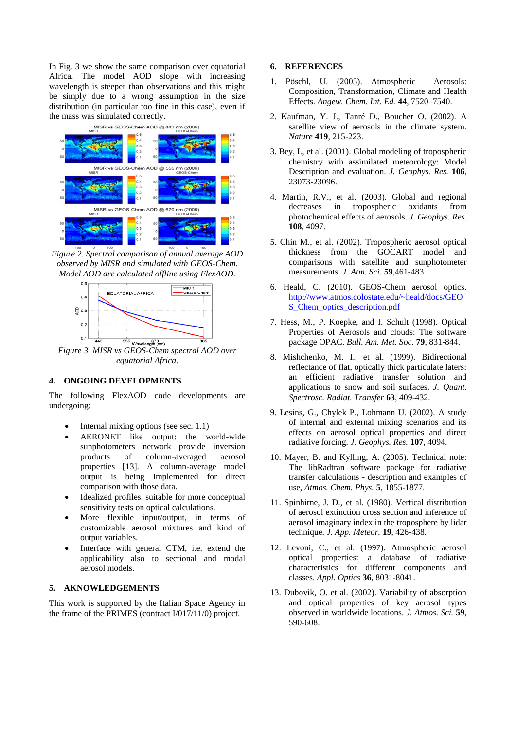In Fig. 3 we show the same comparison over equatorial Africa. The model AOD slope with increasing wavelength is steeper than observations and this might be simply due to a wrong assumption in the size distribution (in particular too fine in this case), even if the mass was simulated correctly.

MISR vs GEOS-Chem AOD @ 443 nm (2006)
MISR
GEOS-Chem
MISR vs GEOS-Chem AOD @ 555 nm (2006)
MISR
GEOS-Chem
MISR vs GEOS-Chem AOD @ 670 nm (2006)
MISR
GEOS-Chem

*Figure 2. Spectral comparison of annual average AOD observed by MISR and simulated with GEOS-Chem. Model AOD are calculated offline using FlexAOD.*

EQUATORIAL AFRICA
MISR
GEOS-Chem
AOD
Wavelength (nm)
443 555 670 865

*Figure 3. MISR vs GEOS-Chem spectral AOD over equatorial Africa.*

## 4. ONGOING DEVELOPMENTS

The following FlexAOD code developments are undergoing:

- Internal mixing options (see sec. 1.1)
- AERONET like output: the world-wide sunphotometers network provide inversion products of column-averaged aerosol properties [13]. A column-average model output is being implemented for direct comparison with those data.
- Idealized profiles, suitable for more conceptual sensitivity tests on optical calculations.
- More flexible input/output, in terms of customizable aerosol mixtures and kind of output variables.
- Interface with general CTM, i.e. extend the applicability also to sectional and modal aerosol models.

## 5. AKNOWLEDGEMENTS

This work is supported by the Italian Space Agency in the frame of the PRIMES (contract I/017/11/0) project.

## 6. REFERENCES

1. Pöschl, U. (2005). Atmospheric Aerosols: Composition, Transformation, Climate and Health Effects. *Angew. Chem. Int. Ed.* **44**, 7520–7540.
2. Kaufman, Y. J., Tanré D., Boucher O. (2002). A satellite view of aerosols in the climate system. *Nature* **419**, 215-223.
3. Bey, I., et al. (2001). Global modeling of tropospheric chemistry with assimilated meteorology: Model Description and evaluation. *J. Geophys. Res.* **106**, 23073-23096.
4. Martin, R.V., et al. (2003). Global and regional decreases in tropospheric oxidants from photochemical effects of aerosols. *J. Geophys. Res.* **108**, 4097.
5. Chin M., et al. (2002). Tropospheric aerosol optical thickness from the GOCART model and comparisons with satellite and sunphotometer measurements. *J. Atm. Sci.* **59**,461-483.
6. Heald, C. (2010). GEOS-Chem aerosol optics. http://www.atmos.colostate.edu/~heald/docs/GEOS_Chem_optics_description.pdf
7. Hess, M., P. Koepke, and I. Schult (1998). Optical Properties of Aerosols and clouds: The software package OPAC. *Bull. Am. Met. Soc.* **79**, 831-844.
8. Mishchenko, M. I., et al. (1999). Bidirectional reflectance of flat, optically thick particulate laters: an efficient radiative transfer solution and applications to snow and soil surfaces. *J. Quant. Spectrosc. Radiat. Transfer* **63**, 409-432.
9. Lesins, G., Chylek P., Lohmann U. (2002). A study of internal and external mixing scenarios and its effects on aerosol optical properties and direct radiative forcing. *J. Geophys. Res.* **107**, 4094.
10. Mayer, B. and Kylling, A. (2005). Technical note: The libRadtran software package for radiative transfer calculations - description and examples of use, *Atmos. Chem. Phys.* **5**, 1855-1877.
11. Spinhirne, J. D., et al. (1980). Vertical distribution of aerosol extinction cross section and inference of aerosol imaginary index in the troposphere by lidar technique. *J. App. Meteor.* **19**, 426-438.
12. Levoni, C., et al. (1997). Atmospheric aerosol optical properties: a database of radiative characteristics for different components and classes. *Appl. Optics* **36**, 8031-8041.
13. Dubovik, O. et al. (2002). Variability of absorption and optical properties of key aerosol types observed in worldwide locations. *J. Atmos. Sci.* **59**, 590-608.